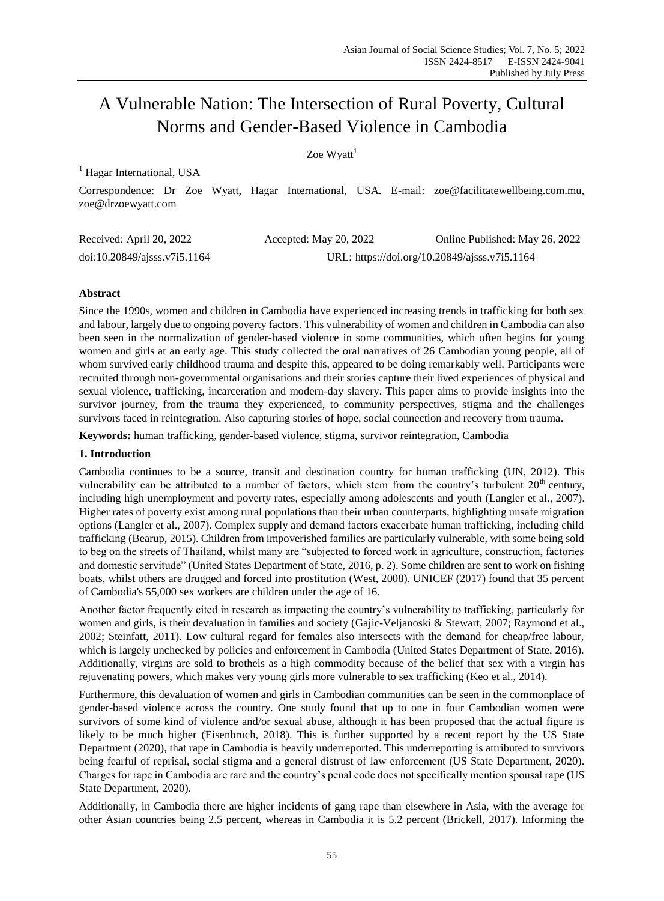# A Vulnerable Nation: The Intersection of Rural Poverty, Cultural Norms and Gender-Based Violence in Cambodia

Zoe Wyatt[1]

[1] Hagar International, USA

Correspondence: Dr Zoe Wyatt, Hagar International, USA. E-mail: zoe@facilitatewellbeing.com.mu, zoe@drzoewyatt.com

Received: April 20, 2022 Accepted: May 20, 2022 Online Published: May 26, 2022

doi:10.20849/ajsss.v7i5.1164 URL: https://doi.org/10.20849/ajsss.v7i5.1164

## Abstract

Since the 1990s, women and children in Cambodia have experienced increasing trends in trafficking for both sex and labour, largely due to ongoing poverty factors. This vulnerability of women and children in Cambodia can also been seen in the normalization of gender-based violence in some communities, which often begins for young women and girls at an early age. This study collected the oral narratives of 26 Cambodian young people, all of whom survived early childhood trauma and despite this, appeared to be doing remarkably well. Participants were recruited through non-governmental organisations and their stories capture their lived experiences of physical and sexual violence, trafficking, incarceration and modern-day slavery. This paper aims to provide insights into the survivor journey, from the trauma they experienced, to community perspectives, stigma and the challenges survivors faced in reintegration. Also capturing stories of hope, social connection and recovery from trauma.

**Keywords:** human trafficking, gender-based violence, stigma, survivor reintegration, Cambodia

## 1. Introduction

Cambodia continues to be a source, transit and destination country for human trafficking (UN, 2012). This vulnerability can be attributed to a number of factors, which stem from the country's turbulent 20th century, including high unemployment and poverty rates, especially among adolescents and youth (Langler et al., 2007). Higher rates of poverty exist among rural populations than their urban counterparts, highlighting unsafe migration options (Langler et al., 2007). Complex supply and demand factors exacerbate human trafficking, including child trafficking (Bearup, 2015). Children from impoverished families are particularly vulnerable, with some being sold to beg on the streets of Thailand, whilst many are "subjected to forced work in agriculture, construction, factories and domestic servitude" (United States Department of State, 2016, p. 2). Some children are sent to work on fishing boats, whilst others are drugged and forced into prostitution (West, 2008). UNICEF (2017) found that 35 percent of Cambodia's 55,000 sex workers are children under the age of 16.

Another factor frequently cited in research as impacting the country's vulnerability to trafficking, particularly for women and girls, is their devaluation in families and society (Gajic-Veljanoski & Stewart, 2007; Raymond et al., 2002; Steinfatt, 2011). Low cultural regard for females also intersects with the demand for cheap/free labour, which is largely unchecked by policies and enforcement in Cambodia (United States Department of State, 2016). Additionally, virgins are sold to brothels as a high commodity because of the belief that sex with a virgin has rejuvenating powers, which makes very young girls more vulnerable to sex trafficking (Keo et al., 2014).

Furthermore, this devaluation of women and girls in Cambodian communities can be seen in the commonplace of gender-based violence across the country. One study found that up to one in four Cambodian women were survivors of some kind of violence and/or sexual abuse, although it has been proposed that the actual figure is likely to be much higher (Eisenbruch, 2018). This is further supported by a recent report by the US State Department (2020), that rape in Cambodia is heavily underreported. This underreporting is attributed to survivors being fearful of reprisal, social stigma and a general distrust of law enforcement (US State Department, 2020). Charges for rape in Cambodia are rare and the country's penal code does not specifically mention spousal rape (US State Department, 2020).

Additionally, in Cambodia there are higher incidents of gang rape than elsewhere in Asia, with the average for other Asian countries being 2.5 percent, whereas in Cambodia it is 5.2 percent (Brickell, 2017). Informing the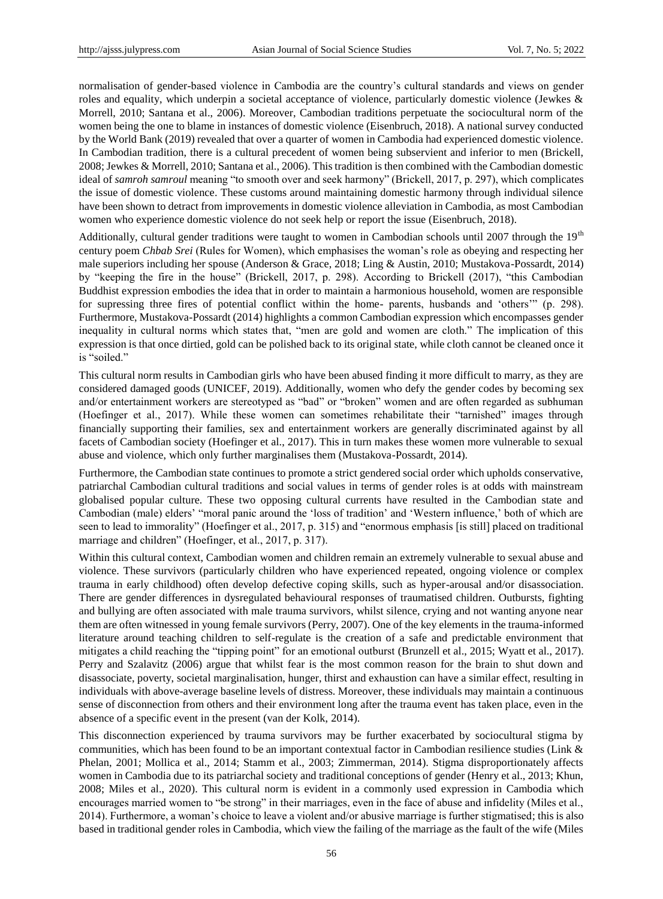normalisation of gender-based violence in Cambodia are the country's cultural standards and views on gender roles and equality, which underpin a societal acceptance of violence, particularly domestic violence (Jewkes & Morrell, 2010; Santana et al., 2006). Moreover, Cambodian traditions perpetuate the sociocultural norm of the women being the one to blame in instances of domestic violence (Eisenbruch, 2018). A national survey conducted by the World Bank (2019) revealed that over a quarter of women in Cambodia had experienced domestic violence. In Cambodian tradition, there is a cultural precedent of women being subservient and inferior to men (Brickell, 2008; Jewkes & Morrell, 2010; Santana et al., 2006). This tradition is then combined with the Cambodian domestic ideal of *samroh samroul* meaning "to smooth over and seek harmony" (Brickell, 2017, p. 297), which complicates the issue of domestic violence. These customs around maintaining domestic harmony through individual silence have been shown to detract from improvements in domestic violence alleviation in Cambodia, as most Cambodian women who experience domestic violence do not seek help or report the issue (Eisenbruch, 2018).

Additionally, cultural gender traditions were taught to women in Cambodian schools until 2007 through the 19th century poem *Chbab Srei* (Rules for Women), which emphasises the woman's role as obeying and respecting her male superiors including her spouse (Anderson & Grace, 2018; Ling & Austin, 2010; Mustakova-Possardt, 2014) by "keeping the fire in the house" (Brickell, 2017, p. 298). According to Brickell (2017), "this Cambodian Buddhist expression embodies the idea that in order to maintain a harmonious household, women are responsible for supressing three fires of potential conflict within the home- parents, husbands and 'others'" (p. 298). Furthermore, Mustakova-Possardt (2014) highlights a common Cambodian expression which encompasses gender inequality in cultural norms which states that, "men are gold and women are cloth." The implication of this expression is that once dirtied, gold can be polished back to its original state, while cloth cannot be cleaned once it is "soiled."

This cultural norm results in Cambodian girls who have been abused finding it more difficult to marry, as they are considered damaged goods (UNICEF, 2019). Additionally, women who defy the gender codes by becoming sex and/or entertainment workers are stereotyped as "bad" or "broken" women and are often regarded as subhuman (Hoefinger et al., 2017). While these women can sometimes rehabilitate their "tarnished" images through financially supporting their families, sex and entertainment workers are generally discriminated against by all facets of Cambodian society (Hoefinger et al., 2017). This in turn makes these women more vulnerable to sexual abuse and violence, which only further marginalises them (Mustakova-Possardt, 2014).

Furthermore, the Cambodian state continues to promote a strict gendered social order which upholds conservative, patriarchal Cambodian cultural traditions and social values in terms of gender roles is at odds with mainstream globalised popular culture. These two opposing cultural currents have resulted in the Cambodian state and Cambodian (male) elders' "moral panic around the 'loss of tradition' and 'Western influence,' both of which are seen to lead to immorality" (Hoefinger et al., 2017, p. 315) and "enormous emphasis [is still] placed on traditional marriage and children" (Hoefinger, et al., 2017, p. 317).

Within this cultural context, Cambodian women and children remain an extremely vulnerable to sexual abuse and violence. These survivors (particularly children who have experienced repeated, ongoing violence or complex trauma in early childhood) often develop defective coping skills, such as hyper-arousal and/or disassociation. There are gender differences in dysregulated behavioural responses of traumatised children. Outbursts, fighting and bullying are often associated with male trauma survivors, whilst silence, crying and not wanting anyone near them are often witnessed in young female survivors (Perry, 2007). One of the key elements in the trauma-informed literature around teaching children to self-regulate is the creation of a safe and predictable environment that mitigates a child reaching the "tipping point" for an emotional outburst (Brunzell et al., 2015; Wyatt et al., 2017). Perry and Szalavitz (2006) argue that whilst fear is the most common reason for the brain to shut down and disassociate, poverty, societal marginalisation, hunger, thirst and exhaustion can have a similar effect, resulting in individuals with above-average baseline levels of distress. Moreover, these individuals may maintain a continuous sense of disconnection from others and their environment long after the trauma event has taken place, even in the absence of a specific event in the present (van der Kolk, 2014).

This disconnection experienced by trauma survivors may be further exacerbated by sociocultural stigma by communities, which has been found to be an important contextual factor in Cambodian resilience studies (Link & Phelan, 2001; Mollica et al., 2014; Stamm et al., 2003; Zimmerman, 2014). Stigma disproportionately affects women in Cambodia due to its patriarchal society and traditional conceptions of gender (Henry et al., 2013; Khun, 2008; Miles et al., 2020). This cultural norm is evident in a commonly used expression in Cambodia which encourages married women to "be strong" in their marriages, even in the face of abuse and infidelity (Miles et al., 2014). Furthermore, a woman's choice to leave a violent and/or abusive marriage is further stigmatised; this is also based in traditional gender roles in Cambodia, which view the failing of the marriage as the fault of the wife (Miles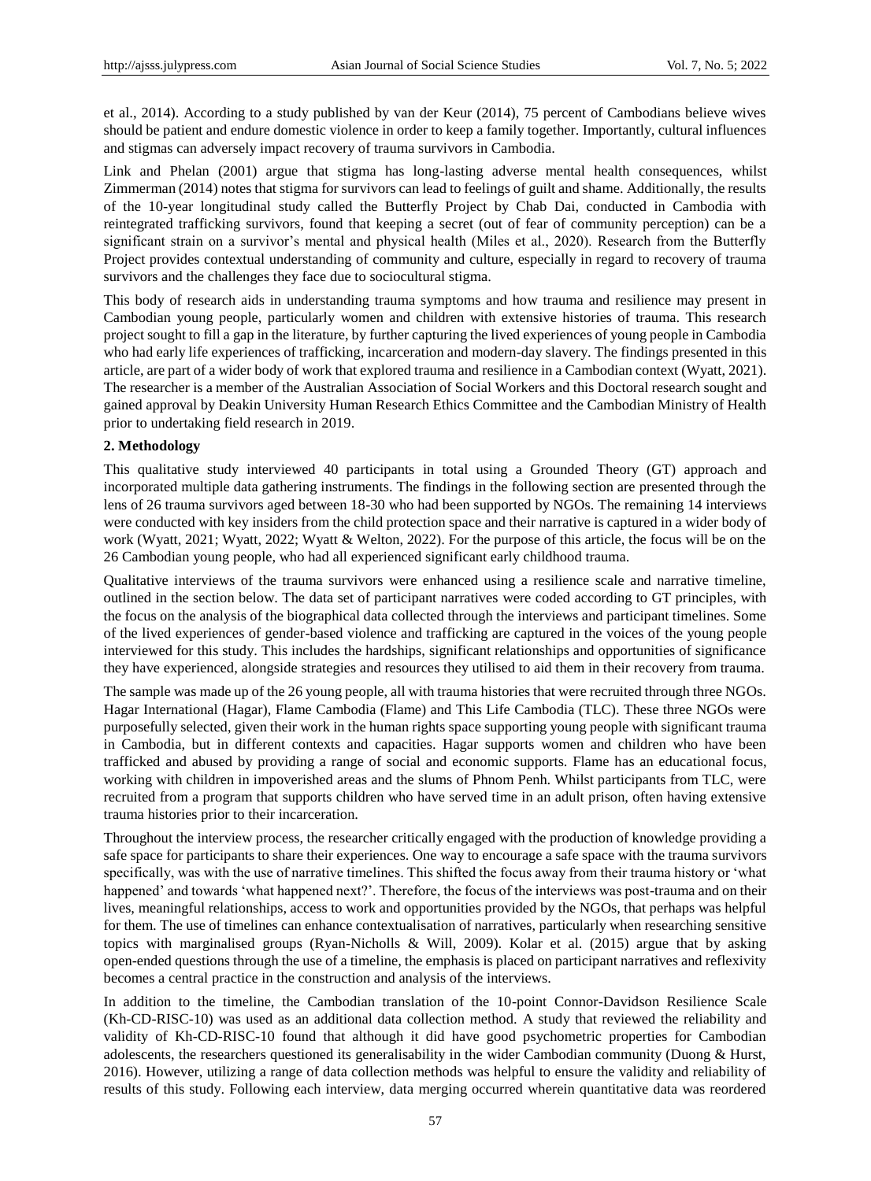et al., 2014). According to a study published by van der Keur (2014), 75 percent of Cambodians believe wives should be patient and endure domestic violence in order to keep a family together. Importantly, cultural influences and stigmas can adversely impact recovery of trauma survivors in Cambodia.

Link and Phelan (2001) argue that stigma has long-lasting adverse mental health consequences, whilst Zimmerman (2014) notes that stigma for survivors can lead to feelings of guilt and shame. Additionally, the results of the 10-year longitudinal study called the Butterfly Project by Chab Dai, conducted in Cambodia with reintegrated trafficking survivors, found that keeping a secret (out of fear of community perception) can be a significant strain on a survivor's mental and physical health (Miles et al., 2020). Research from the Butterfly Project provides contextual understanding of community and culture, especially in regard to recovery of trauma survivors and the challenges they face due to sociocultural stigma.

This body of research aids in understanding trauma symptoms and how trauma and resilience may present in Cambodian young people, particularly women and children with extensive histories of trauma. This research project sought to fill a gap in the literature, by further capturing the lived experiences of young people in Cambodia who had early life experiences of trafficking, incarceration and modern-day slavery. The findings presented in this article, are part of a wider body of work that explored trauma and resilience in a Cambodian context (Wyatt, 2021). The researcher is a member of the Australian Association of Social Workers and this Doctoral research sought and gained approval by Deakin University Human Research Ethics Committee and the Cambodian Ministry of Health prior to undertaking field research in 2019.

## 2. Methodology

This qualitative study interviewed 40 participants in total using a Grounded Theory (GT) approach and incorporated multiple data gathering instruments. The findings in the following section are presented through the lens of 26 trauma survivors aged between 18-30 who had been supported by NGOs. The remaining 14 interviews were conducted with key insiders from the child protection space and their narrative is captured in a wider body of work (Wyatt, 2021; Wyatt, 2022; Wyatt & Welton, 2022). For the purpose of this article, the focus will be on the 26 Cambodian young people, who had all experienced significant early childhood trauma.

Qualitative interviews of the trauma survivors were enhanced using a resilience scale and narrative timeline, outlined in the section below. The data set of participant narratives were coded according to GT principles, with the focus on the analysis of the biographical data collected through the interviews and participant timelines. Some of the lived experiences of gender-based violence and trafficking are captured in the voices of the young people interviewed for this study. This includes the hardships, significant relationships and opportunities of significance they have experienced, alongside strategies and resources they utilised to aid them in their recovery from trauma.

The sample was made up of the 26 young people, all with trauma histories that were recruited through three NGOs. Hagar International (Hagar), Flame Cambodia (Flame) and This Life Cambodia (TLC). These three NGOs were purposefully selected, given their work in the human rights space supporting young people with significant trauma in Cambodia, but in different contexts and capacities. Hagar supports women and children who have been trafficked and abused by providing a range of social and economic supports. Flame has an educational focus, working with children in impoverished areas and the slums of Phnom Penh. Whilst participants from TLC, were recruited from a program that supports children who have served time in an adult prison, often having extensive trauma histories prior to their incarceration.

Throughout the interview process, the researcher critically engaged with the production of knowledge providing a safe space for participants to share their experiences. One way to encourage a safe space with the trauma survivors specifically, was with the use of narrative timelines. This shifted the focus away from their trauma history or 'what happened' and towards 'what happened next?'. Therefore, the focus of the interviews was post-trauma and on their lives, meaningful relationships, access to work and opportunities provided by the NGOs, that perhaps was helpful for them. The use of timelines can enhance contextualisation of narratives, particularly when researching sensitive topics with marginalised groups (Ryan-Nicholls & Will, 2009). Kolar et al. (2015) argue that by asking open-ended questions through the use of a timeline, the emphasis is placed on participant narratives and reflexivity becomes a central practice in the construction and analysis of the interviews.

In addition to the timeline, the Cambodian translation of the 10-point Connor-Davidson Resilience Scale (Kh-CD-RISC-10) was used as an additional data collection method. A study that reviewed the reliability and validity of Kh-CD-RISC-10 found that although it did have good psychometric properties for Cambodian adolescents, the researchers questioned its generalisability in the wider Cambodian community (Duong & Hurst, 2016). However, utilizing a range of data collection methods was helpful to ensure the validity and reliability of results of this study. Following each interview, data merging occurred wherein quantitative data was reordered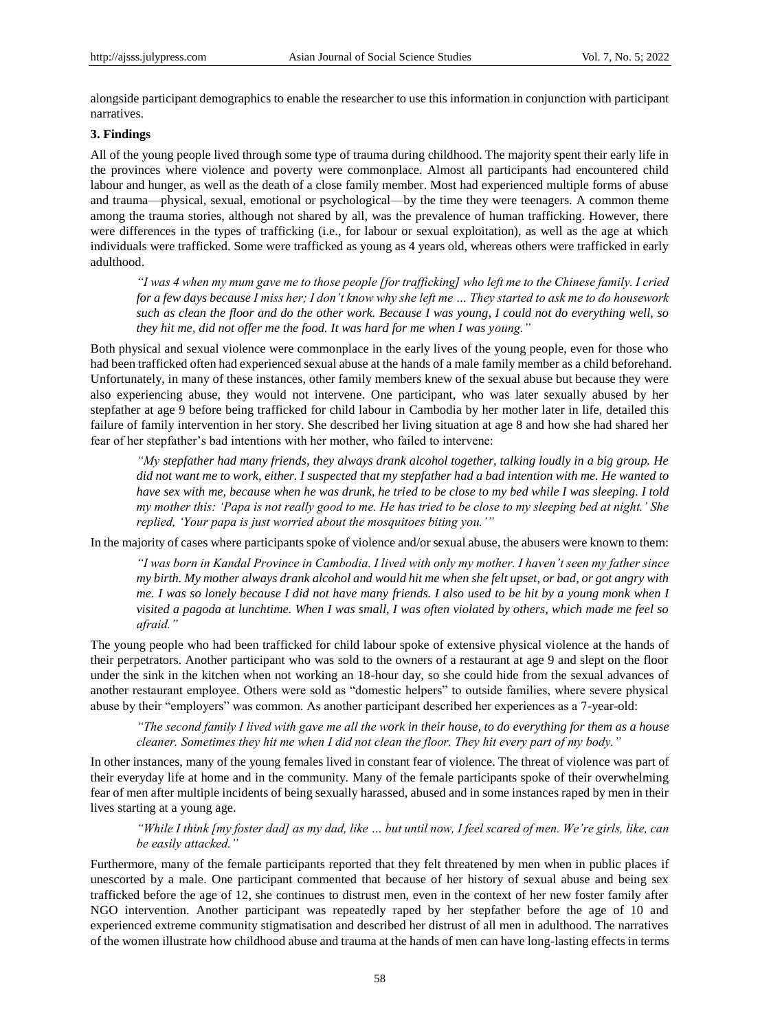alongside participant demographics to enable the researcher to use this information in conjunction with participant narratives.

## 3. Findings

All of the young people lived through some type of trauma during childhood. The majority spent their early life in the provinces where violence and poverty were commonplace. Almost all participants had encountered child labour and hunger, as well as the death of a close family member. Most had experienced multiple forms of abuse and trauma—physical, sexual, emotional or psychological—by the time they were teenagers. A common theme among the trauma stories, although not shared by all, was the prevalence of human trafficking. However, there were differences in the types of trafficking (i.e., for labour or sexual exploitation), as well as the age at which individuals were trafficked. Some were trafficked as young as 4 years old, whereas others were trafficked in early adulthood.

> *"I was 4 when my mum gave me to those people [for trafficking] who left me to the Chinese family. I cried for a few days because I miss her; I don't know why she left me … They started to ask me to do housework such as clean the floor and do the other work. Because I was young, I could not do everything well, so they hit me, did not offer me the food. It was hard for me when I was young."*

Both physical and sexual violence were commonplace in the early lives of the young people, even for those who had been trafficked often had experienced sexual abuse at the hands of a male family member as a child beforehand. Unfortunately, in many of these instances, other family members knew of the sexual abuse but because they were also experiencing abuse, they would not intervene. One participant, who was later sexually abused by her stepfather at age 9 before being trafficked for child labour in Cambodia by her mother later in life, detailed this failure of family intervention in her story. She described her living situation at age 8 and how she had shared her fear of her stepfather's bad intentions with her mother, who failed to intervene:

> *"My stepfather had many friends, they always drank alcohol together, talking loudly in a big group. He did not want me to work, either. I suspected that my stepfather had a bad intention with me. He wanted to have sex with me, because when he was drunk, he tried to be close to my bed while I was sleeping. I told my mother this: 'Papa is not really good to me. He has tried to be close to my sleeping bed at night.' She replied, 'Your papa is just worried about the mosquitoes biting you.'"*

In the majority of cases where participants spoke of violence and/or sexual abuse, the abusers were known to them:

> *"I was born in Kandal Province in Cambodia. I lived with only my mother. I haven't seen my father since my birth. My mother always drank alcohol and would hit me when she felt upset, or bad, or got angry with me. I was so lonely because I did not have many friends. I also used to be hit by a young monk when I visited a pagoda at lunchtime. When I was small, I was often violated by others, which made me feel so afraid."*

The young people who had been trafficked for child labour spoke of extensive physical violence at the hands of their perpetrators. Another participant who was sold to the owners of a restaurant at age 9 and slept on the floor under the sink in the kitchen when not working an 18-hour day, so she could hide from the sexual advances of another restaurant employee. Others were sold as "domestic helpers" to outside families, where severe physical abuse by their "employers" was common. As another participant described her experiences as a 7-year-old:

> *"The second family I lived with gave me all the work in their house, to do everything for them as a house cleaner. Sometimes they hit me when I did not clean the floor. They hit every part of my body."*

In other instances, many of the young females lived in constant fear of violence. The threat of violence was part of their everyday life at home and in the community. Many of the female participants spoke of their overwhelming fear of men after multiple incidents of being sexually harassed, abused and in some instances raped by men in their lives starting at a young age.

> *"While I think [my foster dad] as my dad, like … but until now, I feel scared of men. We're girls, like, can be easily attacked."*

Furthermore, many of the female participants reported that they felt threatened by men when in public places if unescorted by a male. One participant commented that because of her history of sexual abuse and being sex trafficked before the age of 12, she continues to distrust men, even in the context of her new foster family after NGO intervention. Another participant was repeatedly raped by her stepfather before the age of 10 and experienced extreme community stigmatisation and described her distrust of all men in adulthood. The narratives of the women illustrate how childhood abuse and trauma at the hands of men can have long-lasting effects in terms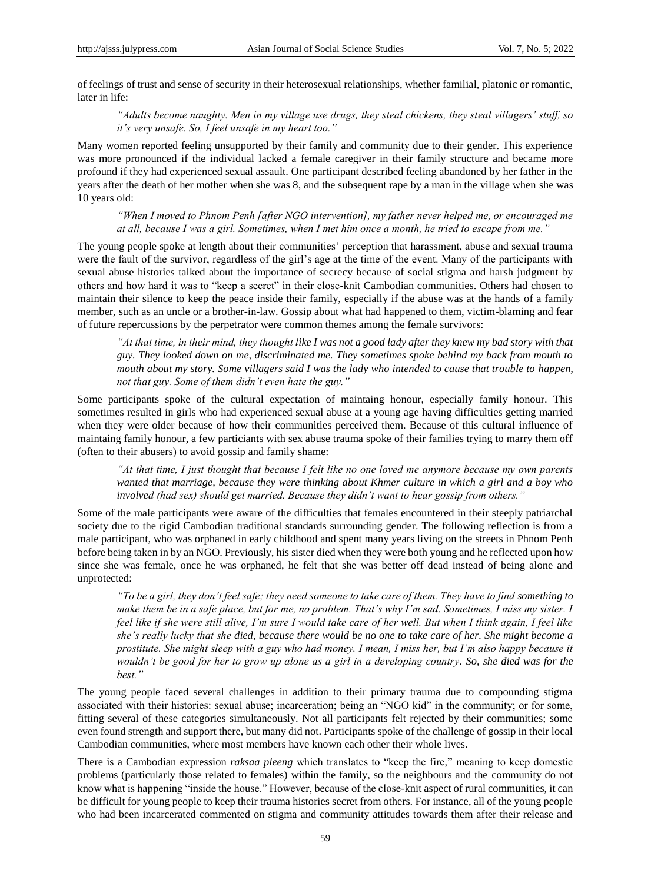of feelings of trust and sense of security in their heterosexual relationships, whether familial, platonic or romantic, later in life:

> *"Adults become naughty. Men in my village use drugs, they steal chickens, they steal villagers' stuff, so it's very unsafe. So, I feel unsafe in my heart too."*

Many women reported feeling unsupported by their family and community due to their gender. This experience was more pronounced if the individual lacked a female caregiver in their family structure and became more profound if they had experienced sexual assault. One participant described feeling abandoned by her father in the years after the death of her mother when she was 8, and the subsequent rape by a man in the village when she was 10 years old:

> *"When I moved to Phnom Penh [after NGO intervention], my father never helped me, or encouraged me at all, because I was a girl. Sometimes, when I met him once a month, he tried to escape from me."*

The young people spoke at length about their communities' perception that harassment, abuse and sexual trauma were the fault of the survivor, regardless of the girl's age at the time of the event. Many of the participants with sexual abuse histories talked about the importance of secrecy because of social stigma and harsh judgment by others and how hard it was to "keep a secret" in their close-knit Cambodian communities. Others had chosen to maintain their silence to keep the peace inside their family, especially if the abuse was at the hands of a family member, such as an uncle or a brother-in-law. Gossip about what had happened to them, victim-blaming and fear of future repercussions by the perpetrator were common themes among the female survivors:

> *"At that time, in their mind, they thought like I was not a good lady after they knew my bad story with that guy. They looked down on me, discriminated me. They sometimes spoke behind my back from mouth to mouth about my story. Some villagers said I was the lady who intended to cause that trouble to happen, not that guy. Some of them didn't even hate the guy."*

Some participants spoke of the cultural expectation of maintaing honour, especially family honour. This sometimes resulted in girls who had experienced sexual abuse at a young age having difficulties getting married when they were older because of how their communities perceived them. Because of this cultural influence of maintaing family honour, a few particiants with sex abuse trauma spoke of their families trying to marry them off (often to their abusers) to avoid gossip and family shame:

> *"At that time, I just thought that because I felt like no one loved me anymore because my own parents wanted that marriage, because they were thinking about Khmer culture in which a girl and a boy who involved (had sex) should get married. Because they didn't want to hear gossip from others."*

Some of the male participants were aware of the difficulties that females encountered in their steeply patriarchal society due to the rigid Cambodian traditional standards surrounding gender. The following reflection is from a male participant, who was orphaned in early childhood and spent many years living on the streets in Phnom Penh before being taken in by an NGO. Previously, his sister died when they were both young and he reflected upon how since she was female, once he was orphaned, he felt that she was better off dead instead of being alone and unprotected:

> *"To be a girl, they don't feel safe; they need someone to take care of them. They have to find something to make them be in a safe place, but for me, no problem. That's why I'm sad. Sometimes, I miss my sister. I feel like if she were still alive, I'm sure I would take care of her well. But when I think again, I feel like she's really lucky that she died, because there would be no one to take care of her. She might become a prostitute. She might sleep with a guy who had money. I mean, I miss her, but I'm also happy because it wouldn't be good for her to grow up alone as a girl in a developing country. So, she died was for the best."*

The young people faced several challenges in addition to their primary trauma due to compounding stigma associated with their histories: sexual abuse; incarceration; being an "NGO kid" in the community; or for some, fitting several of these categories simultaneously. Not all participants felt rejected by their communities; some even found strength and support there, but many did not. Participants spoke of the challenge of gossip in their local Cambodian communities, where most members have known each other their whole lives.

There is a Cambodian expression *raksaa pleeng* which translates to "keep the fire," meaning to keep domestic problems (particularly those related to females) within the family, so the neighbours and the community do not know what is happening "inside the house." However, because of the close-knit aspect of rural communities, it can be difficult for young people to keep their trauma histories secret from others. For instance, all of the young people who had been incarcerated commented on stigma and community attitudes towards them after their release and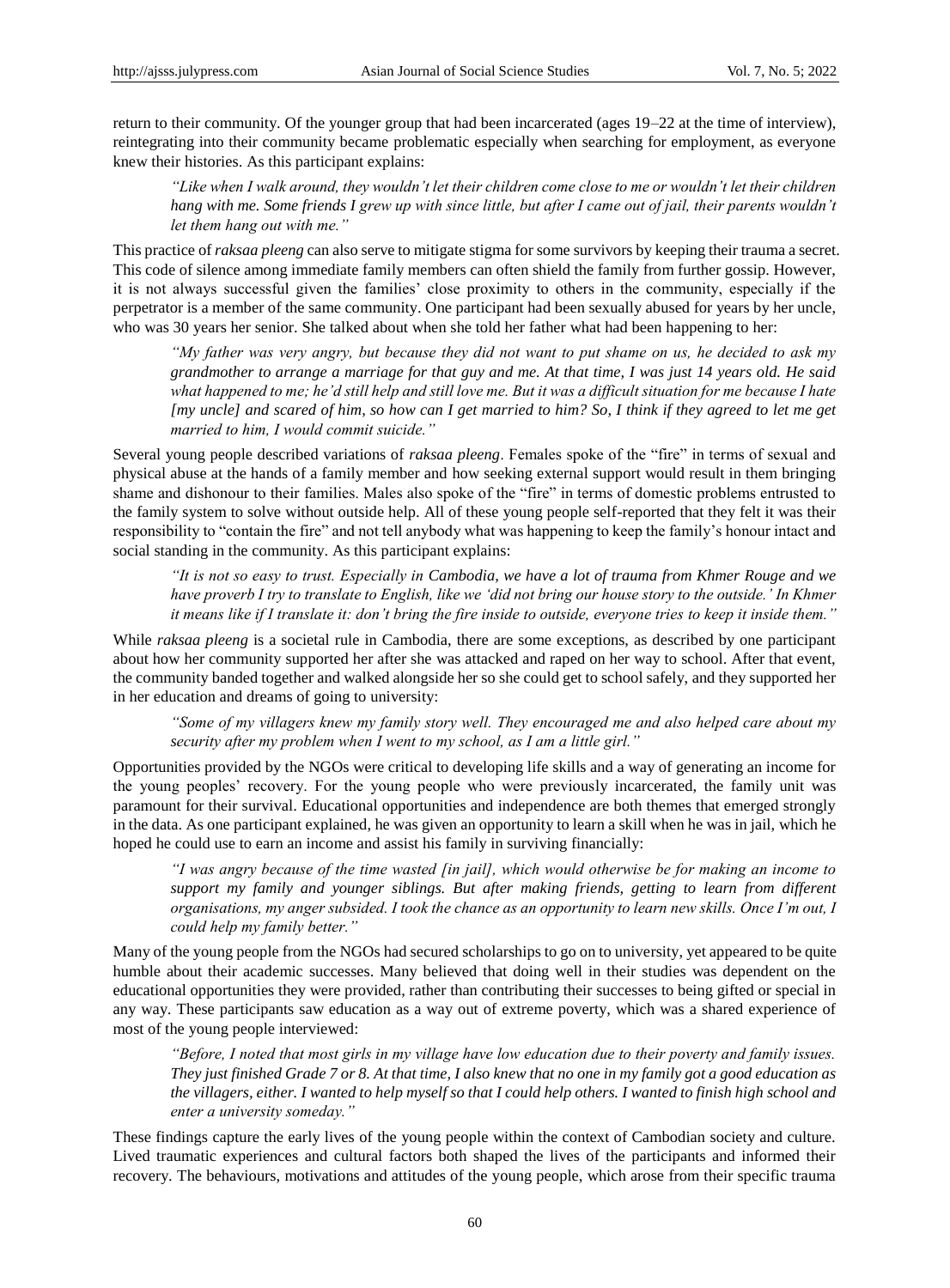return to their community. Of the younger group that had been incarcerated (ages 19–22 at the time of interview), reintegrating into their community became problematic especially when searching for employment, as everyone knew their histories. As this participant explains:

> *"Like when I walk around, they wouldn't let their children come close to me or wouldn't let their children hang with me. Some friends I grew up with since little, but after I came out of jail, their parents wouldn't let them hang out with me."*

This practice of *raksaa pleeng* can also serve to mitigate stigma for some survivors by keeping their trauma a secret. This code of silence among immediate family members can often shield the family from further gossip. However, it is not always successful given the families' close proximity to others in the community, especially if the perpetrator is a member of the same community. One participant had been sexually abused for years by her uncle, who was 30 years her senior. She talked about when she told her father what had been happening to her:

> *"My father was very angry, but because they did not want to put shame on us, he decided to ask my grandmother to arrange a marriage for that guy and me. At that time, I was just 14 years old. He said what happened to me; he'd still help and still love me. But it was a difficult situation for me because I hate [my uncle] and scared of him, so how can I get married to him? So, I think if they agreed to let me get married to him, I would commit suicide."*

Several young people described variations of *raksaa pleeng*. Females spoke of the "fire" in terms of sexual and physical abuse at the hands of a family member and how seeking external support would result in them bringing shame and dishonour to their families. Males also spoke of the "fire" in terms of domestic problems entrusted to the family system to solve without outside help. All of these young people self-reported that they felt it was their responsibility to "contain the fire" and not tell anybody what was happening to keep the family's honour intact and social standing in the community. As this participant explains:

> *"It is not so easy to trust. Especially in Cambodia, we have a lot of trauma from Khmer Rouge and we have proverb I try to translate to English, like we 'did not bring our house story to the outside.' In Khmer it means like if I translate it: don't bring the fire inside to outside, everyone tries to keep it inside them."*

While *raksaa pleeng* is a societal rule in Cambodia, there are some exceptions, as described by one participant about how her community supported her after she was attacked and raped on her way to school. After that event, the community banded together and walked alongside her so she could get to school safely, and they supported her in her education and dreams of going to university:

> *"Some of my villagers knew my family story well. They encouraged me and also helped care about my security after my problem when I went to my school, as I am a little girl."*

Opportunities provided by the NGOs were critical to developing life skills and a way of generating an income for the young peoples' recovery. For the young people who were previously incarcerated, the family unit was paramount for their survival. Educational opportunities and independence are both themes that emerged strongly in the data. As one participant explained, he was given an opportunity to learn a skill when he was in jail, which he hoped he could use to earn an income and assist his family in surviving financially:

> *"I was angry because of the time wasted [in jail], which would otherwise be for making an income to support my family and younger siblings. But after making friends, getting to learn from different organisations, my anger subsided. I took the chance as an opportunity to learn new skills. Once I'm out, I could help my family better."*

Many of the young people from the NGOs had secured scholarships to go on to university, yet appeared to be quite humble about their academic successes. Many believed that doing well in their studies was dependent on the educational opportunities they were provided, rather than contributing their successes to being gifted or special in any way. These participants saw education as a way out of extreme poverty, which was a shared experience of most of the young people interviewed:

> *"Before, I noted that most girls in my village have low education due to their poverty and family issues. They just finished Grade 7 or 8. At that time, I also knew that no one in my family got a good education as the villagers, either. I wanted to help myself so that I could help others. I wanted to finish high school and enter a university someday."*

These findings capture the early lives of the young people within the context of Cambodian society and culture. Lived traumatic experiences and cultural factors both shaped the lives of the participants and informed their recovery. The behaviours, motivations and attitudes of the young people, which arose from their specific trauma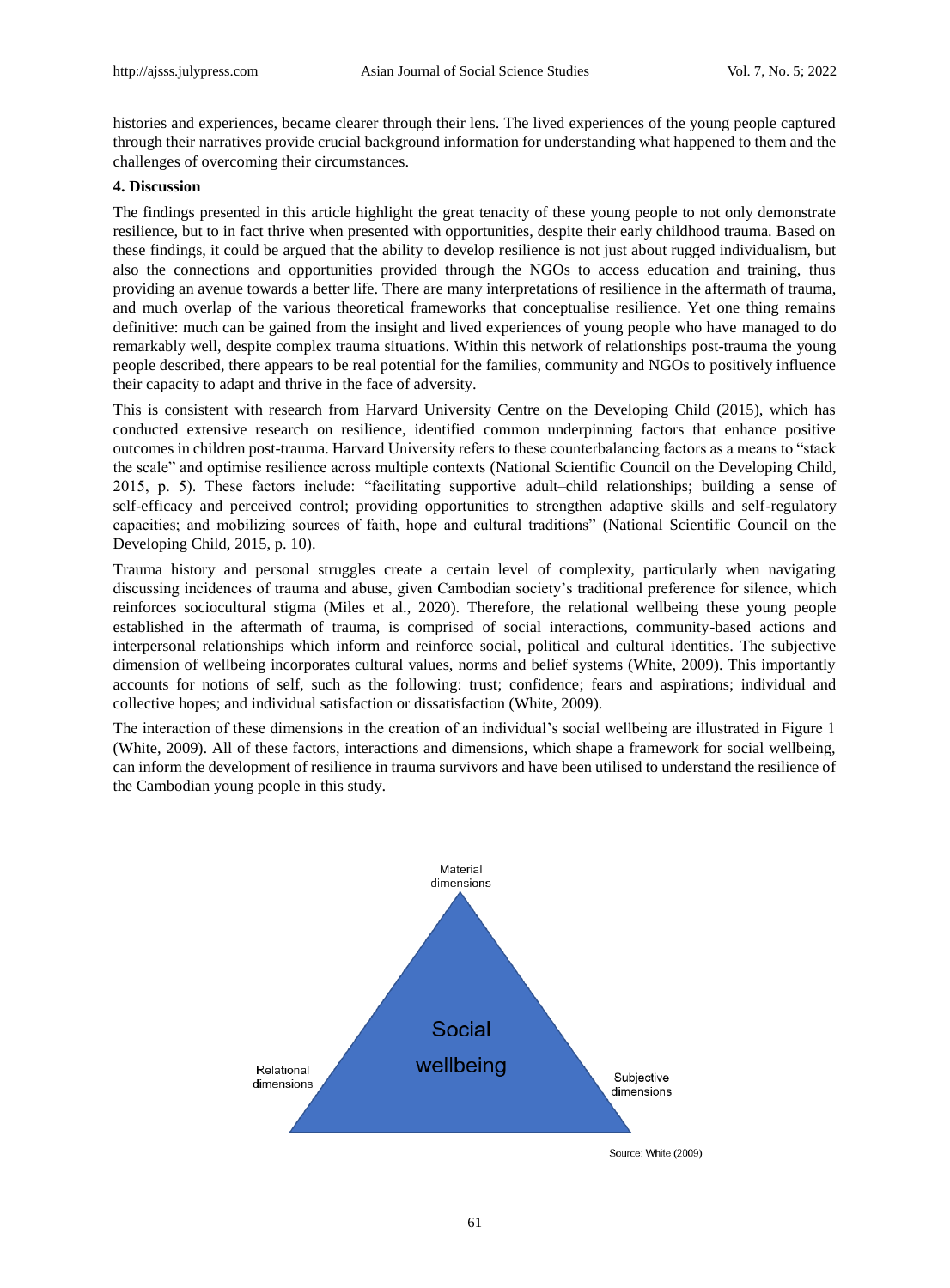histories and experiences, became clearer through their lens. The lived experiences of the young people captured through their narratives provide crucial background information for understanding what happened to them and the challenges of overcoming their circumstances.

**4. Discussion**

The findings presented in this article highlight the great tenacity of these young people to not only demonstrate resilience, but to in fact thrive when presented with opportunities, despite their early childhood trauma. Based on these findings, it could be argued that the ability to develop resilience is not just about rugged individualism, but also the connections and opportunities provided through the NGOs to access education and training, thus providing an avenue towards a better life. There are many interpretations of resilience in the aftermath of trauma, and much overlap of the various theoretical frameworks that conceptualise resilience. Yet one thing remains definitive: much can be gained from the insight and lived experiences of young people who have managed to do remarkably well, despite complex trauma situations. Within this network of relationships post-trauma the young people described, there appears to be real potential for the families, community and NGOs to positively influence their capacity to adapt and thrive in the face of adversity.

This is consistent with research from Harvard University Centre on the Developing Child (2015), which has conducted extensive research on resilience, identified common underpinning factors that enhance positive outcomes in children post-trauma. Harvard University refers to these counterbalancing factors as a means to "stack the scale" and optimise resilience across multiple contexts (National Scientific Council on the Developing Child, 2015, p. 5). These factors include: "facilitating supportive adult–child relationships; building a sense of self-efficacy and perceived control; providing opportunities to strengthen adaptive skills and self-regulatory capacities; and mobilizing sources of faith, hope and cultural traditions" (National Scientific Council on the Developing Child, 2015, p. 10).

Trauma history and personal struggles create a certain level of complexity, particularly when navigating discussing incidences of trauma and abuse, given Cambodian society's traditional preference for silence, which reinforces sociocultural stigma (Miles et al., 2020). Therefore, the relational wellbeing these young people established in the aftermath of trauma, is comprised of social interactions, community-based actions and interpersonal relationships which inform and reinforce social, political and cultural identities. The subjective dimension of wellbeing incorporates cultural values, norms and belief systems (White, 2009). This importantly accounts for notions of self, such as the following: trust; confidence; fears and aspirations; individual and collective hopes; and individual satisfaction or dissatisfaction (White, 2009).

The interaction of these dimensions in the creation of an individual's social wellbeing are illustrated in Figure 1 (White, 2009). All of these factors, interactions and dimensions, which shape a framework for social wellbeing, can inform the development of resilience in trauma survivors and have been utilised to understand the resilience of the Cambodian young people in this study.

Material dimensions

Social wellbeing

Relational dimensions

Subjective dimensions

Source: White (2009)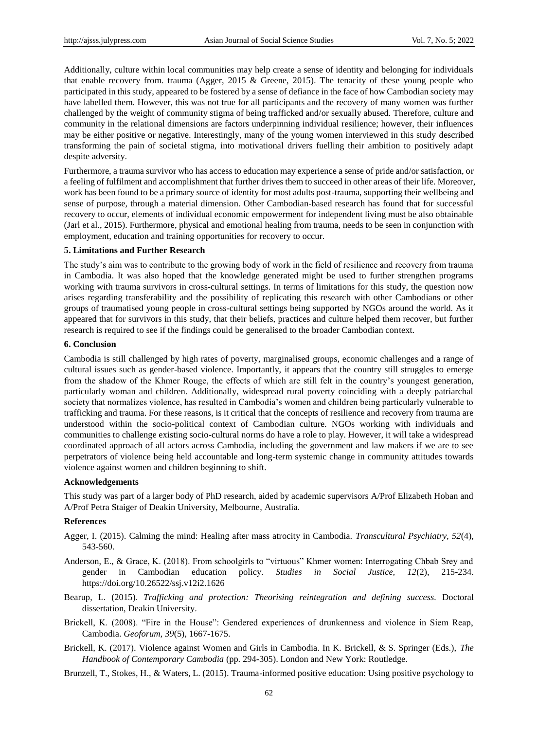Additionally, culture within local communities may help create a sense of identity and belonging for individuals that enable recovery from. trauma (Agger, 2015 & Greene, 2015). The tenacity of these young people who participated in this study, appeared to be fostered by a sense of defiance in the face of how Cambodian society may have labelled them. However, this was not true for all participants and the recovery of many women was further challenged by the weight of community stigma of being trafficked and/or sexually abused. Therefore, culture and community in the relational dimensions are factors underpinning individual resilience; however, their influences may be either positive or negative. Interestingly, many of the young women interviewed in this study described transforming the pain of societal stigma, into motivational drivers fuelling their ambition to positively adapt despite adversity.

Furthermore, a trauma survivor who has access to education may experience a sense of pride and/or satisfaction, or a feeling of fulfilment and accomplishment that further drives them to succeed in other areas of their life. Moreover, work has been found to be a primary source of identity for most adults post-trauma, supporting their wellbeing and sense of purpose, through a material dimension. Other Cambodian-based research has found that for successful recovery to occur, elements of individual economic empowerment for independent living must be also obtainable (Jarl et al., 2015). Furthermore, physical and emotional healing from trauma, needs to be seen in conjunction with employment, education and training opportunities for recovery to occur.

## 5. Limitations and Further Research

The study's aim was to contribute to the growing body of work in the field of resilience and recovery from trauma in Cambodia. It was also hoped that the knowledge generated might be used to further strengthen programs working with trauma survivors in cross-cultural settings. In terms of limitations for this study, the question now arises regarding transferability and the possibility of replicating this research with other Cambodians or other groups of traumatised young people in cross-cultural settings being supported by NGOs around the world. As it appeared that for survivors in this study, that their beliefs, practices and culture helped them recover, but further research is required to see if the findings could be generalised to the broader Cambodian context.

## 6. Conclusion

Cambodia is still challenged by high rates of poverty, marginalised groups, economic challenges and a range of cultural issues such as gender-based violence. Importantly, it appears that the country still struggles to emerge from the shadow of the Khmer Rouge, the effects of which are still felt in the country's youngest generation, particularly woman and children. Additionally, widespread rural poverty coinciding with a deeply patriarchal society that normalizes violence, has resulted in Cambodia's women and children being particularly vulnerable to trafficking and trauma. For these reasons, is it critical that the concepts of resilience and recovery from trauma are understood within the socio-political context of Cambodian culture. NGOs working with individuals and communities to challenge existing socio-cultural norms do have a role to play. However, it will take a widespread coordinated approach of all actors across Cambodia, including the government and law makers if we are to see perpetrators of violence being held accountable and long-term systemic change in community attitudes towards violence against women and children beginning to shift.

## Acknowledgements

This study was part of a larger body of PhD research, aided by academic supervisors A/Prof Elizabeth Hoban and A/Prof Petra Staiger of Deakin University, Melbourne, Australia.

## References

Agger, I. (2015). Calming the mind: Healing after mass atrocity in Cambodia. *Transcultural Psychiatry, 52*(4), 543-560.

Anderson, E., & Grace, K. (2018). From schoolgirls to "virtuous" Khmer women: Interrogating Chbab Srey and gender in Cambodian education policy. *Studies in Social Justice, 12*(2), 215-234. https://doi.org/10.26522/ssj.v12i2.1626

Bearup, L. (2015). *Trafficking and protection: Theorising reintegration and defining success*. Doctoral dissertation, Deakin University.

Brickell, K. (2008). "Fire in the House": Gendered experiences of drunkenness and violence in Siem Reap, Cambodia. *Geoforum, 39*(5), 1667-1675.

Brickell, K. (2017). Violence against Women and Girls in Cambodia. In K. Brickell, & S. Springer (Eds.), *The Handbook of Contemporary Cambodia* (pp. 294-305). London and New York: Routledge.

Brunzell, T., Stokes, H., & Waters, L. (2015). Trauma-informed positive education: Using positive psychology to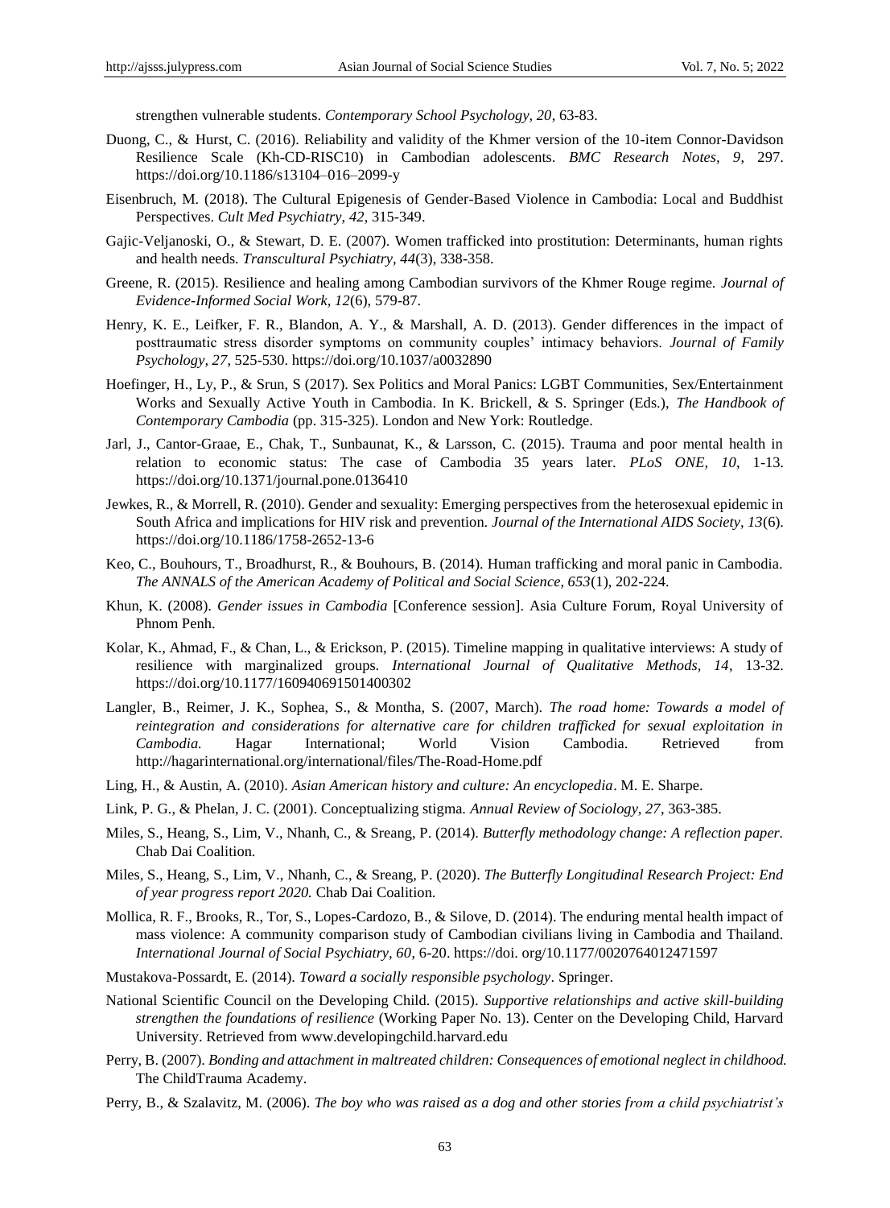strengthen vulnerable students. *Contemporary School Psychology, 20*, 63-83.

Duong, C., & Hurst, C. (2016). Reliability and validity of the Khmer version of the 10-item Connor-Davidson Resilience Scale (Kh-CD-RISC10) in Cambodian adolescents. *BMC Research Notes, 9*, 297. https://doi.org/10.1186/s13104–016–2099-y

Eisenbruch, M. (2018). The Cultural Epigenesis of Gender-Based Violence in Cambodia: Local and Buddhist Perspectives. *Cult Med Psychiatry*, *42*, 315-349.

Gajic-Veljanoski, O., & Stewart, D. E. (2007). Women trafficked into prostitution: Determinants, human rights and health needs. *Transcultural Psychiatry, 44*(3), 338-358.

Greene, R. (2015). Resilience and healing among Cambodian survivors of the Khmer Rouge regime. *Journal of Evidence-Informed Social Work, 12*(6), 579-87.

Henry, K. E., Leifker, F. R., Blandon, A. Y., & Marshall, A. D. (2013). Gender differences in the impact of posttraumatic stress disorder symptoms on community couples' intimacy behaviors. *Journal of Family Psychology, 27*, 525-530. https://doi.org/10.1037/a0032890

Hoefinger, H., Ly, P., & Srun, S (2017). Sex Politics and Moral Panics: LGBT Communities, Sex/Entertainment Works and Sexually Active Youth in Cambodia. In K. Brickell, & S. Springer (Eds.), *The Handbook of Contemporary Cambodia* (pp. 315-325). London and New York: Routledge.

Jarl, J., Cantor-Graae, E., Chak, T., Sunbaunat, K., & Larsson, C. (2015). Trauma and poor mental health in relation to economic status: The case of Cambodia 35 years later. *PLoS ONE, 10*, 1-13. https://doi.org/10.1371/journal.pone.0136410

Jewkes, R., & Morrell, R. (2010). Gender and sexuality: Emerging perspectives from the heterosexual epidemic in South Africa and implications for HIV risk and prevention. *Journal of the International AIDS Society, 13*(6). https://doi.org/10.1186/1758-2652-13-6

Keo, C., Bouhours, T., Broadhurst, R., & Bouhours, B. (2014). Human trafficking and moral panic in Cambodia. *The ANNALS of the American Academy of Political and Social Science, 653*(1), 202-224.

Khun, K. (2008). *Gender issues in Cambodia* [Conference session]. Asia Culture Forum, Royal University of Phnom Penh.

Kolar, K., Ahmad, F., & Chan, L., & Erickson, P. (2015). Timeline mapping in qualitative interviews: A study of resilience with marginalized groups. *International Journal of Qualitative Methods, 14*, 13-32. https://doi.org/10.1177/160940691501400302

Langler, B., Reimer, J. K., Sophea, S., & Montha, S. (2007, March). *The road home: Towards a model of reintegration and considerations for alternative care for children trafficked for sexual exploitation in Cambodia.* Hagar International; World Vision Cambodia. Retrieved from http://hagarinternational.org/international/files/The-Road-Home.pdf

Ling, H., & Austin, A. (2010). *Asian American history and culture: An encyclopedia*. M. E. Sharpe.

Link, P. G., & Phelan, J. C. (2001). Conceptualizing stigma. *Annual Review of Sociology, 27*, 363-385.

Miles, S., Heang, S., Lim, V., Nhanh, C., & Sreang, P. (2014). *Butterfly methodology change: A reflection paper.* Chab Dai Coalition.

Miles, S., Heang, S., Lim, V., Nhanh, C., & Sreang, P. (2020). *The Butterfly Longitudinal Research Project: End of year progress report 2020.* Chab Dai Coalition.

Mollica, R. F., Brooks, R., Tor, S., Lopes-Cardozo, B., & Silove, D. (2014). The enduring mental health impact of mass violence: A community comparison study of Cambodian civilians living in Cambodia and Thailand. *International Journal of Social Psychiatry, 60*, 6-20. https://doi. org/10.1177/0020764012471597

Mustakova-Possardt, E. (2014). *Toward a socially responsible psychology*. Springer.

National Scientific Council on the Developing Child. (2015). *Supportive relationships and active skill-building strengthen the foundations of resilience* (Working Paper No. 13). Center on the Developing Child, Harvard University. Retrieved from www.developingchild.harvard.edu

Perry, B. (2007). *Bonding and attachment in maltreated children: Consequences of emotional neglect in childhood.* The ChildTrauma Academy.

Perry, B., & Szalavitz, M. (2006). *The boy who was raised as a dog and other stories from a child psychiatrist's*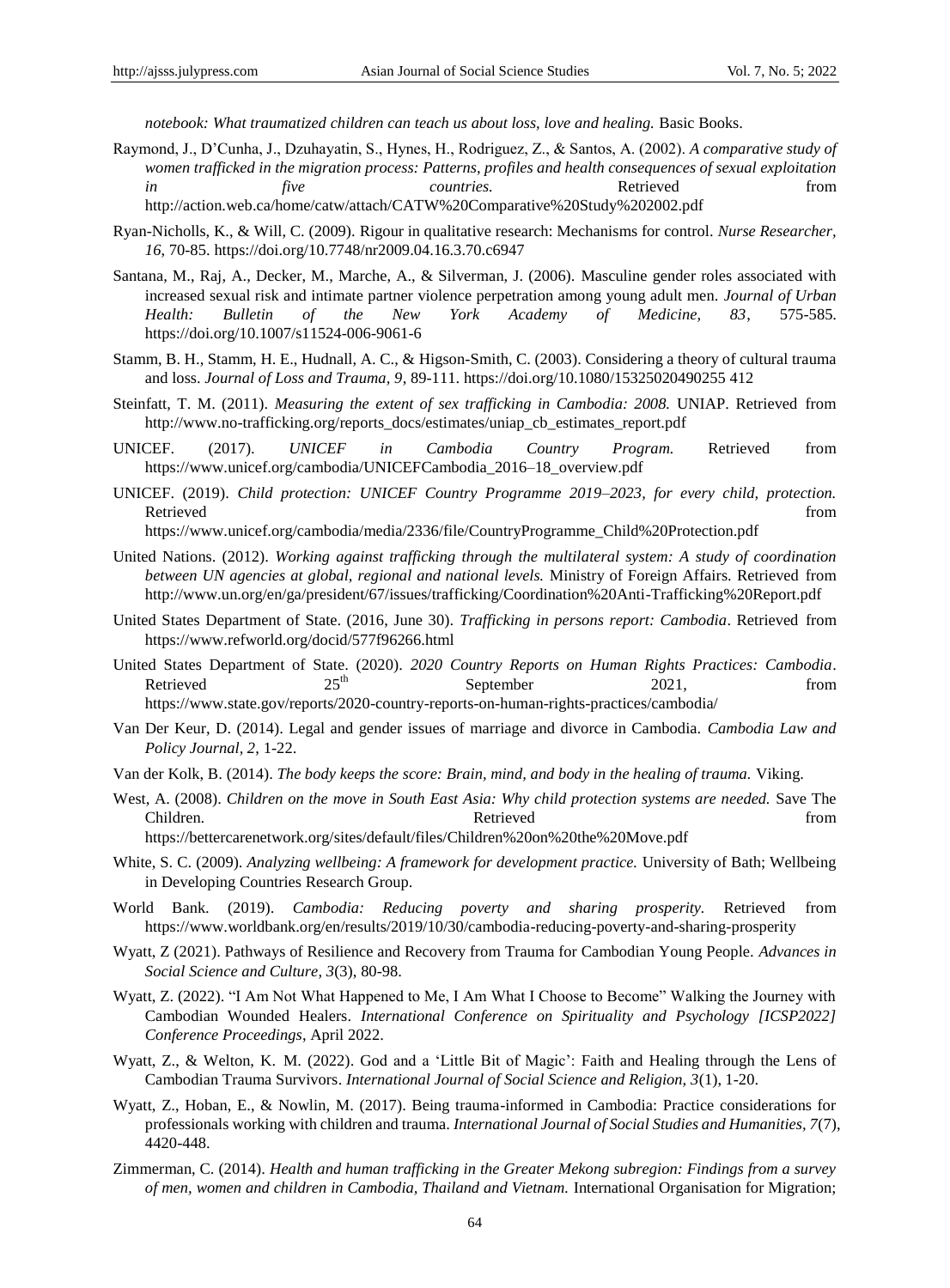*notebook: What traumatized children can teach us about loss, love and healing.* Basic Books.

Raymond, J., D'Cunha, J., Dzuhayatin, S., Hynes, H., Rodriguez, Z., & Santos, A. (2002). *A comparative study of women trafficked in the migration process: Patterns, profiles and health consequences of sexual exploitation in five countries.* Retrieved from http://action.web.ca/home/catw/attach/CATW%20Comparative%20Study%202002.pdf

Ryan-Nicholls, K., & Will, C. (2009). Rigour in qualitative research: Mechanisms for control. *Nurse Researcher, 16*, 70-85. https://doi.org/10.7748/nr2009.04.16.3.70.c6947

Santana, M., Raj, A., Decker, M., Marche, A., & Silverman, J. (2006). Masculine gender roles associated with increased sexual risk and intimate partner violence perpetration among young adult men. *Journal of Urban Health: Bulletin of the New York Academy of Medicine, 83*, 575-585. https://doi.org/10.1007/s11524-006-9061-6

Stamm, B. H., Stamm, H. E., Hudnall, A. C., & Higson-Smith, C. (2003). Considering a theory of cultural trauma and loss. *Journal of Loss and Trauma, 9*, 89-111. https://doi.org/10.1080/15325020490255 412

Steinfatt, T. M. (2011). *Measuring the extent of sex trafficking in Cambodia: 2008.* UNIAP. Retrieved from http://www.no-trafficking.org/reports_docs/estimates/uniap_cb_estimates_report.pdf

UNICEF. (2017). *UNICEF in Cambodia Country Program.* Retrieved from https://www.unicef.org/cambodia/UNICEFCambodia_2016–18_overview.pdf

UNICEF. (2019). *Child protection: UNICEF Country Programme 2019–2023, for every child, protection.* Retrieved from https://www.unicef.org/cambodia/media/2336/file/CountryProgramme_Child%20Protection.pdf

United Nations. (2012). *Working against trafficking through the multilateral system: A study of coordination between UN agencies at global, regional and national levels.* Ministry of Foreign Affairs. Retrieved from http://www.un.org/en/ga/president/67/issues/trafficking/Coordination%20Anti-Trafficking%20Report.pdf

United States Department of State. (2016, June 30). *Trafficking in persons report: Cambodia*. Retrieved from https://www.refworld.org/docid/577f96266.html

United States Department of State. (2020). *2020 Country Reports on Human Rights Practices: Cambodia*. Retrieved 25th September 2021, from https://www.state.gov/reports/2020-country-reports-on-human-rights-practices/cambodia/

Van Der Keur, D. (2014). Legal and gender issues of marriage and divorce in Cambodia. *Cambodia Law and Policy Journal, 2*, 1-22.

Van der Kolk, B. (2014). *The body keeps the score: Brain, mind, and body in the healing of trauma.* Viking.

West, A. (2008). *Children on the move in South East Asia: Why child protection systems are needed.* Save The Children. Retrieved from https://bettercarenetwork.org/sites/default/files/Children%20on%20the%20Move.pdf

White, S. C. (2009). *Analyzing wellbeing: A framework for development practice.* University of Bath; Wellbeing in Developing Countries Research Group.

World Bank. (2019). *Cambodia: Reducing poverty and sharing prosperity.* Retrieved from https://www.worldbank.org/en/results/2019/10/30/cambodia-reducing-poverty-and-sharing-prosperity

Wyatt, Z (2021). Pathways of Resilience and Recovery from Trauma for Cambodian Young People. *Advances in Social Science and Culture, 3*(3), 80-98.

Wyatt, Z. (2022). "I Am Not What Happened to Me, I Am What I Choose to Become" Walking the Journey with Cambodian Wounded Healers. *International Conference on Spirituality and Psychology [ICSP2022] Conference Proceedings*, April 2022.

Wyatt, Z., & Welton, K. M. (2022). God and a 'Little Bit of Magic': Faith and Healing through the Lens of Cambodian Trauma Survivors. *International Journal of Social Science and Religion, 3*(1), 1-20.

Wyatt, Z., Hoban, E., & Nowlin, M. (2017). Being trauma-informed in Cambodia: Practice considerations for professionals working with children and trauma. *International Journal of Social Studies and Humanities, 7*(7), 4420-448.

Zimmerman, C. (2014). *Health and human trafficking in the Greater Mekong subregion: Findings from a survey of men, women and children in Cambodia, Thailand and Vietnam.* International Organisation for Migration;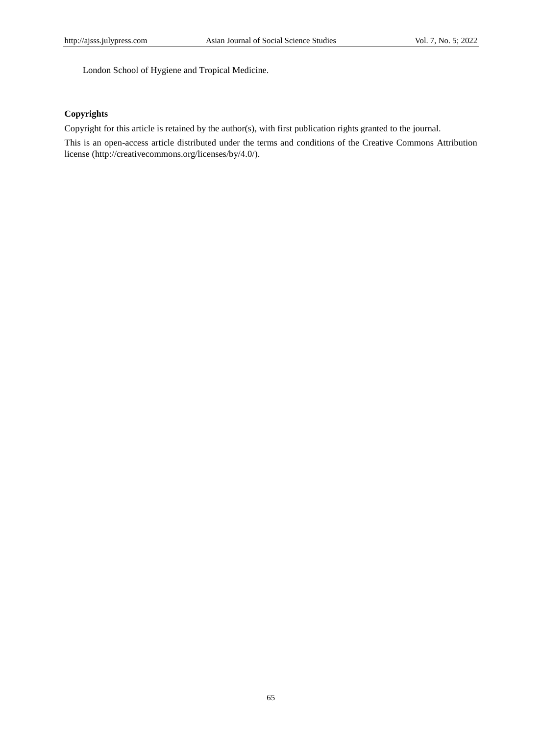London School of Hygiene and Tropical Medicine.

## Copyrights

Copyright for this article is retained by the author(s), with first publication rights granted to the journal.

This is an open-access article distributed under the terms and conditions of the Creative Commons Attribution license (http://creativecommons.org/licenses/by/4.0/).